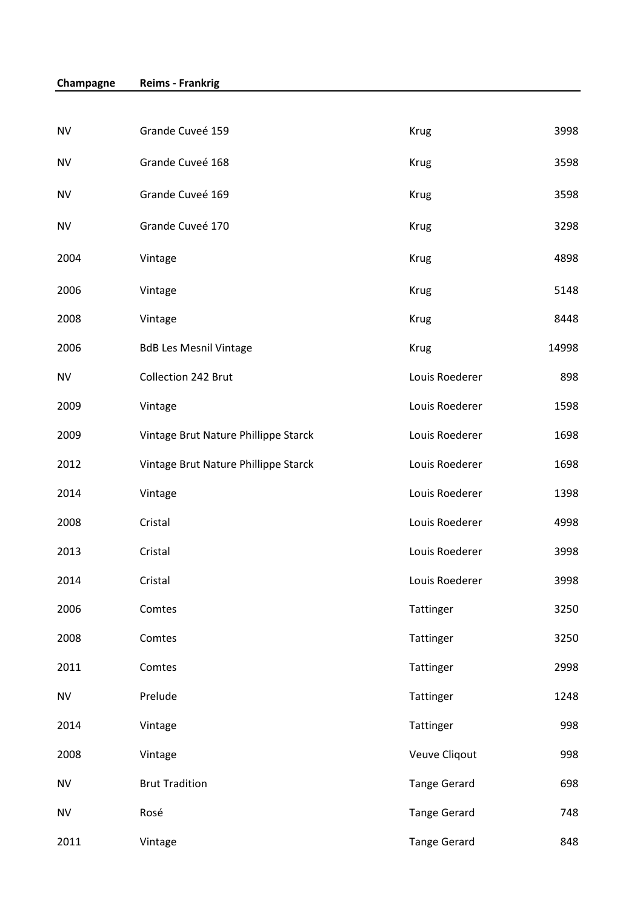| Champagne | Reims - Frankrig | | |
|---|---|---|---|
| NV | Grande Cuveé 159 | Krug | 3998 |
| NV | Grande Cuveé 168 | Krug | 3598 |
| NV | Grande Cuveé 169 | Krug | 3598 |
| NV | Grande Cuveé 170 | Krug | 3298 |
| 2004 | Vintage | Krug | 4898 |
| 2006 | Vintage | Krug | 5148 |
| 2008 | Vintage | Krug | 8448 |
| 2006 | BdB Les Mesnil Vintage | Krug | 14998 |
| NV | Collection 242 Brut | Louis Roederer | 898 |
| 2009 | Vintage | Louis Roederer | 1598 |
| 2009 | Vintage Brut Nature Phillippe Starck | Louis Roederer | 1698 |
| 2012 | Vintage Brut Nature Phillippe Starck | Louis Roederer | 1698 |
| 2014 | Vintage | Louis Roederer | 1398 |
| 2008 | Cristal | Louis Roederer | 4998 |
| 2013 | Cristal | Louis Roederer | 3998 |
| 2014 | Cristal | Louis Roederer | 3998 |
| 2006 | Comtes | Tattinger | 3250 |
| 2008 | Comtes | Tattinger | 3250 |
| 2011 | Comtes | Tattinger | 2998 |
| NV | Prelude | Tattinger | 1248 |
| 2014 | Vintage | Tattinger | 998 |
| 2008 | Vintage | Veuve Cliqout | 998 |
| NV | Brut Tradition | Tange Gerard | 698 |
| NV | Rosé | Tange Gerard | 748 |
| 2011 | Vintage | Tange Gerard | 848 |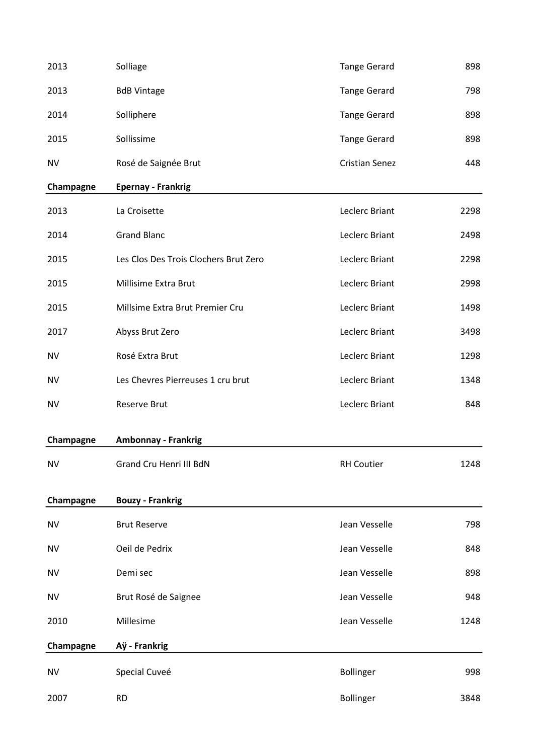| | | | |
|---|---|---|---|
| 2013 | Solliage | Tange Gerard | 898 |
| 2013 | BdB Vintage | Tange Gerard | 798 |
| 2014 | Solliphere | Tange Gerard | 898 |
| 2015 | Sollissime | Tange Gerard | 898 |
| NV | Rosé de Saignée Brut | Cristian Senez | 448 |

| **Champagne** | **Epernay - Frankrig** | | |
|---|---|---|---|
| 2013 | La Croisette | Leclerc Briant | 2298 |
| 2014 | Grand Blanc | Leclerc Briant | 2498 |
| 2015 | Les Clos Des Trois Clochers Brut Zero | Leclerc Briant | 2298 |
| 2015 | Millisime Extra Brut | Leclerc Briant | 2998 |
| 2015 | Millsime Extra Brut Premier Cru | Leclerc Briant | 1498 |
| 2017 | Abyss Brut Zero | Leclerc Briant | 3498 |
| NV | Rosé Extra Brut | Leclerc Briant | 1298 |
| NV | Les Chevres Pierreuses 1 cru brut | Leclerc Briant | 1348 |
| NV | Reserve Brut | Leclerc Briant | 848 |

| **Champagne** | **Ambonnay - Frankrig** | | |
|---|---|---|---|
| NV | Grand Cru Henri III BdN | RH Coutier | 1248 |

| **Champagne** | **Bouzy - Frankrig** | | |
|---|---|---|---|
| NV | Brut Reserve | Jean Vesselle | 798 |
| NV | Oeil de Pedrix | Jean Vesselle | 848 |
| NV | Demi sec | Jean Vesselle | 898 |
| NV | Brut Rosé de Saignee | Jean Vesselle | 948 |
| 2010 | Millesime | Jean Vesselle | 1248 |

| **Champagne** | **Aÿ - Frankrig** | | |
|---|---|---|---|
| NV | Special Cuveé | Bollinger | 998 |
| 2007 | RD | Bollinger | 3848 |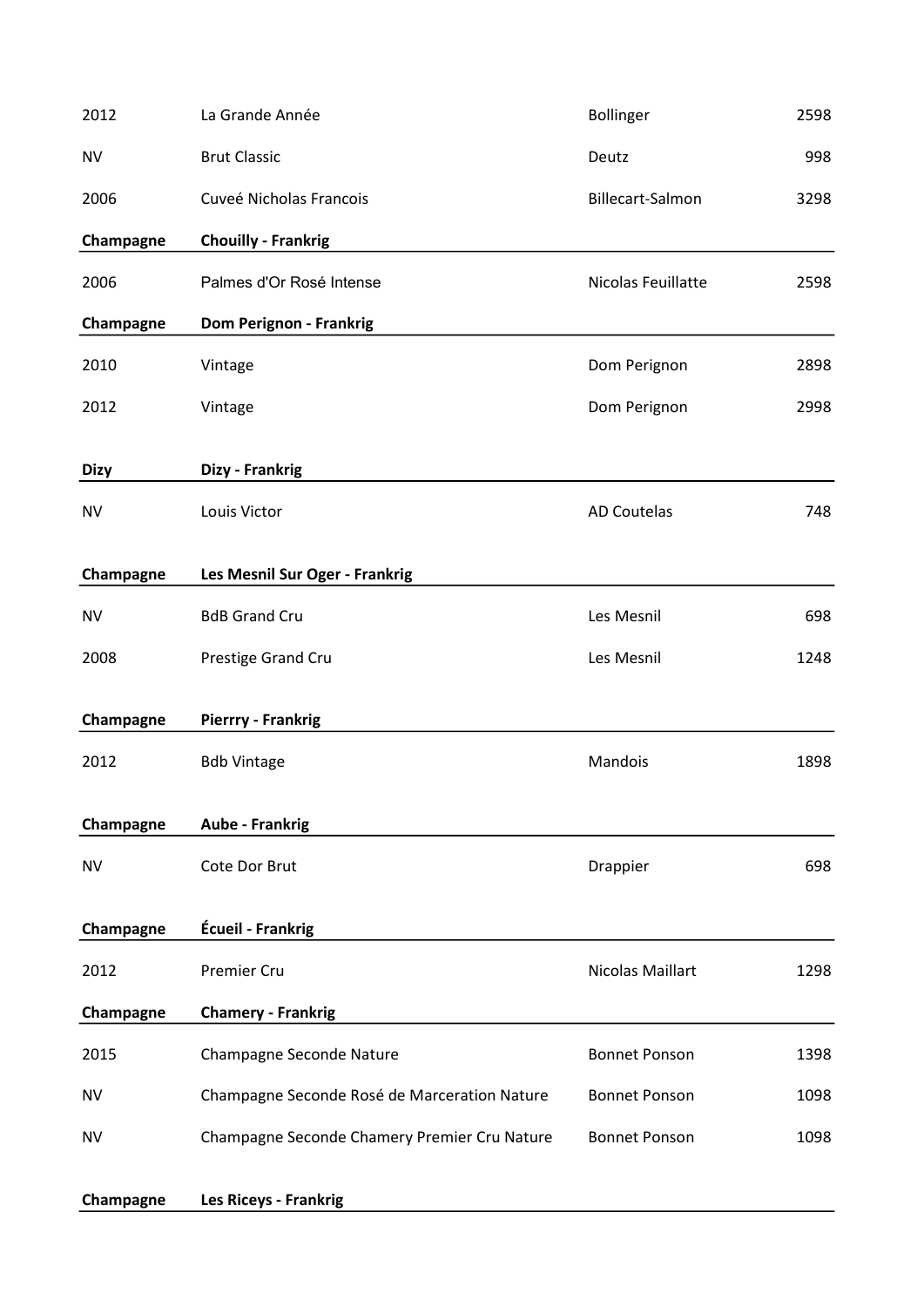| | | | |
|---|---|---|---|
| 2012 | La Grande Année | Bollinger | 2598 |
| NV | Brut Classic | Deutz | 998 |
| 2006 | Cuveé Nicholas Francois | Billecart-Salmon | 3298 |
| **Champagne** | **Chouilly - Frankrig** | | |
| 2006 | Palmes d'Or Rosé Intense | Nicolas Feuillatte | 2598 |
| **Champagne** | **Dom Perignon - Frankrig** | | |
| 2010 | Vintage | Dom Perignon | 2898 |
| 2012 | Vintage | Dom Perignon | 2998 |
| **Dizy** | **Dizy - Frankrig** | | |
| NV | Louis Victor | AD Coutelas | 748 |
| **Champagne** | **Les Mesnil Sur Oger - Frankrig** | | |
| NV | BdB Grand Cru | Les Mesnil | 698 |
| 2008 | Prestige Grand Cru | Les Mesnil | 1248 |
| **Champagne** | **Pierrry - Frankrig** | | |
| 2012 | Bdb Vintage | Mandois | 1898 |
| **Champagne** | **Aube - Frankrig** | | |
| NV | Cote Dor Brut | Drappier | 698 |
| **Champagne** | **Écueil - Frankrig** | | |
| 2012 | Premier Cru | Nicolas Maillart | 1298 |
| **Champagne** | **Chamery - Frankrig** | | |
| 2015 | Champagne Seconde Nature | Bonnet Ponson | 1398 |
| NV | Champagne Seconde Rosé de Marceration Nature | Bonnet Ponson | 1098 |
| NV | Champagne Seconde Chamery Premier Cru Nature | Bonnet Ponson | 1098 |
| **Champagne** | **Les Riceys - Frankrig** | | |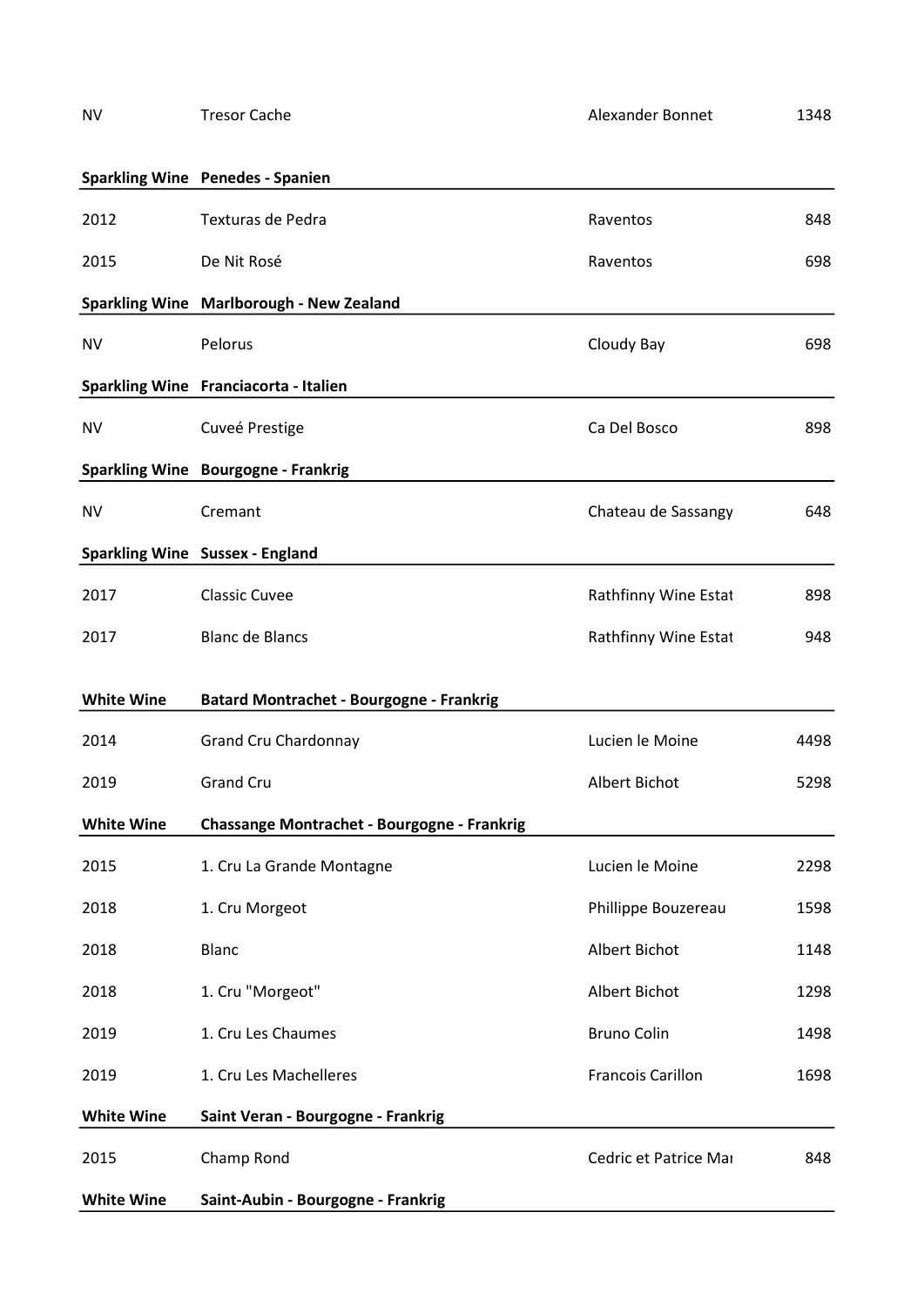| | | | |
|---|---|---|---|
| NV | Tresor Cache | Alexander Bonnet | 1348 |

| **Sparkling Wine** | **Penedes - Spanien** | | |
|---|---|---|---|
| 2012 | Texturas de Pedra | Raventos | 848 |
| 2015 | De Nit Rosé | Raventos | 698 |

| **Sparkling Wine** | **Marlborough - New Zealand** | | |
|---|---|---|---|
| NV | Pelorus | Cloudy Bay | 698 |

| **Sparkling Wine** | **Franciacorta - Italien** | | |
|---|---|---|---|
| NV | Cuveé Prestige | Ca Del Bosco | 898 |

| **Sparkling Wine** | **Bourgogne - Frankrig** | | |
|---|---|---|---|
| NV | Cremant | Chateau de Sassangy | 648 |

| **Sparkling Wine** | **Sussex - England** | | |
|---|---|---|---|
| 2017 | Classic Cuvee | Rathfinny Wine Estat | 898 |
| 2017 | Blanc de Blancs | Rathfinny Wine Estat | 948 |

| **White Wine** | **Batard Montrachet - Bourgogne - Frankrig** | | |
|---|---|---|---|
| 2014 | Grand Cru Chardonnay | Lucien le Moine | 4498 |
| 2019 | Grand Cru | Albert Bichot | 5298 |

| **White Wine** | **Chassange Montrachet - Bourgogne - Frankrig** | | |
|---|---|---|---|
| 2015 | 1. Cru La Grande Montagne | Lucien le Moine | 2298 |
| 2018 | 1. Cru Morgeot | Phillippe Bouzereau | 1598 |
| 2018 | Blanc | Albert Bichot | 1148 |
| 2018 | 1. Cru "Morgeot" | Albert Bichot | 1298 |
| 2019 | 1. Cru Les Chaumes | Bruno Colin | 1498 |
| 2019 | 1. Cru Les Machelleres | Francois Carillon | 1698 |

| **White Wine** | **Saint Veran - Bourgogne - Frankrig** | | |
|---|---|---|---|
| 2015 | Champ Rond | Cedric et Patrice Mar | 848 |

| **White Wine** | **Saint-Aubin - Bourgogne - Frankrig** | | |
|---|---|---|---|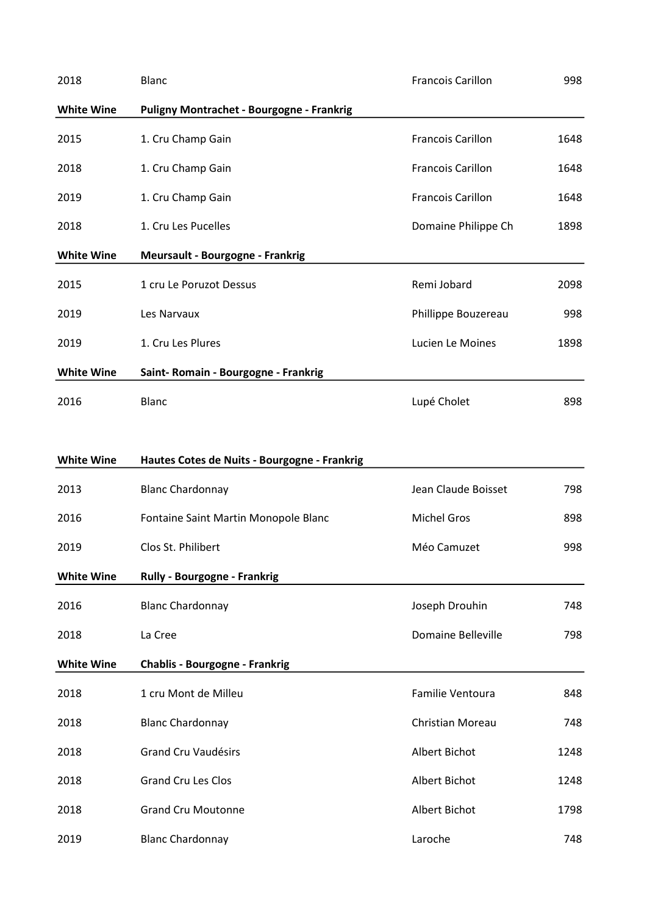| | | | |
|---|---|---|---|
| 2018 | Blanc | Francois Carillon | 998 |
| **White Wine** | **Puligny Montrachet - Bourgogne - Frankrig** | | |
| 2015 | 1. Cru Champ Gain | Francois Carillon | 1648 |
| 2018 | 1. Cru Champ Gain | Francois Carillon | 1648 |
| 2019 | 1. Cru Champ Gain | Francois Carillon | 1648 |
| 2018 | 1. Cru Les Pucelles | Domaine Philippe Ch | 1898 |
| **White Wine** | **Meursault - Bourgogne - Frankrig** | | |
| 2015 | 1 cru Le Poruzot Dessus | Remi Jobard | 2098 |
| 2019 | Les Narvaux | Phillippe Bouzereau | 998 |
| 2019 | 1. Cru Les Plures | Lucien Le Moines | 1898 |
| **White Wine** | **Saint- Romain - Bourgogne - Frankrig** | | |
| 2016 | Blanc | Lupé Cholet | 898 |

| | | | |
|---|---|---|---|
| **White Wine** | **Hautes Cotes de Nuits - Bourgogne - Frankrig** | | |
| 2013 | Blanc Chardonnay | Jean Claude Boisset | 798 |
| 2016 | Fontaine Saint Martin Monopole Blanc | Michel Gros | 898 |
| 2019 | Clos St. Philibert | Méo Camuzet | 998 |
| **White Wine** | **Rully - Bourgogne - Frankrig** | | |
| 2016 | Blanc Chardonnay | Joseph Drouhin | 748 |
| 2018 | La Cree | Domaine Belleville | 798 |
| **White Wine** | **Chablis - Bourgogne - Frankrig** | | |
| 2018 | 1 cru Mont de Milleu | Familie Ventoura | 848 |
| 2018 | Blanc Chardonnay | Christian Moreau | 748 |
| 2018 | Grand Cru Vaudésirs | Albert Bichot | 1248 |
| 2018 | Grand Cru Les Clos | Albert Bichot | 1248 |
| 2018 | Grand Cru Moutonne | Albert Bichot | 1798 |
| 2019 | Blanc Chardonnay | Laroche | 748 |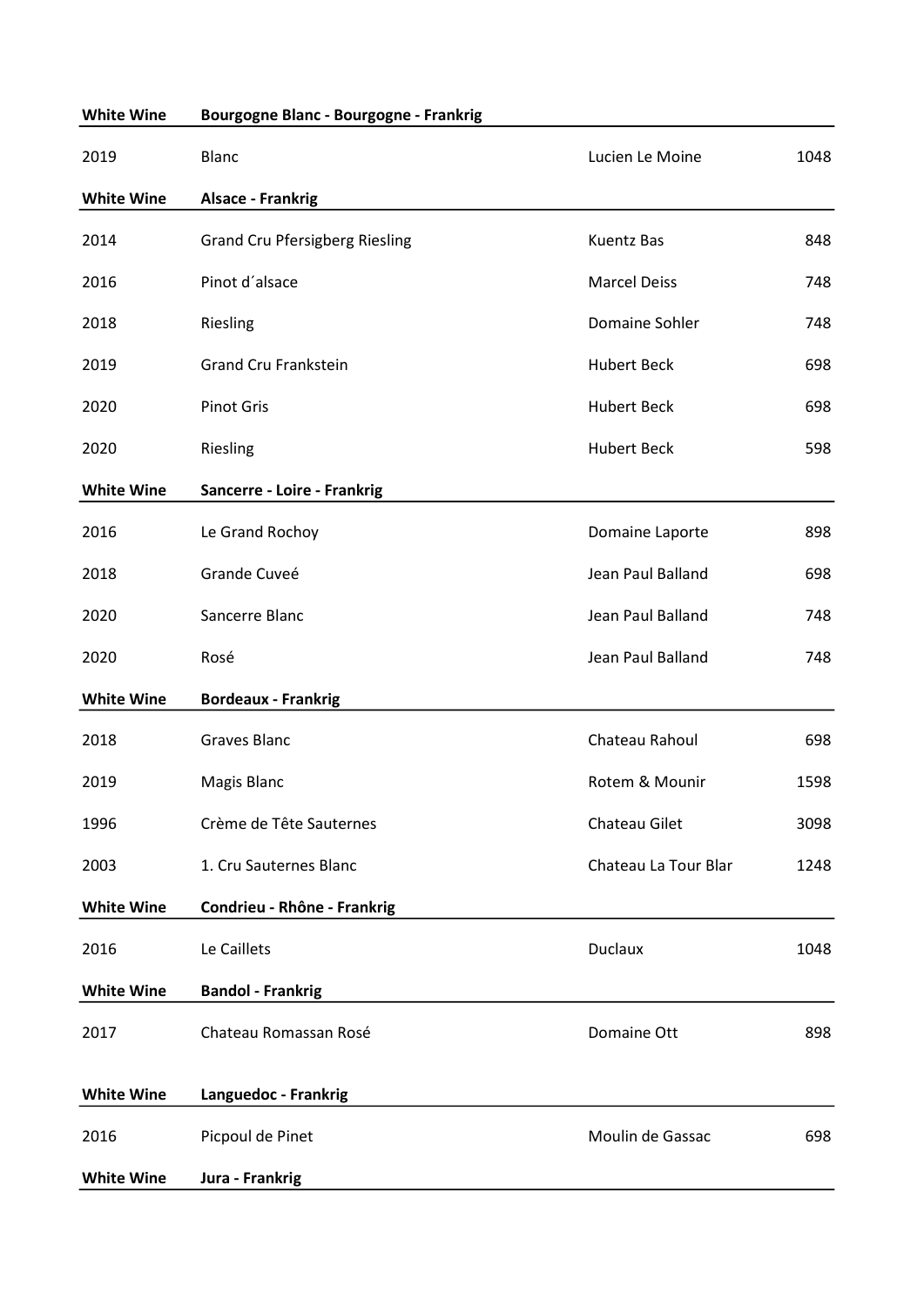| White Wine | Bourgogne Blanc - Bourgogne - Frankrig | | |
|---|---|---|---|
| 2019 | Blanc | Lucien Le Moine | 1048 |

| White Wine | Alsace - Frankrig | | |
|---|---|---|---|
| 2014 | Grand Cru Pfersigberg Riesling | Kuentz Bas | 848 |
| 2016 | Pinot d´alsace | Marcel Deiss | 748 |
| 2018 | Riesling | Domaine Sohler | 748 |
| 2019 | Grand Cru Frankstein | Hubert Beck | 698 |
| 2020 | Pinot Gris | Hubert Beck | 698 |
| 2020 | Riesling | Hubert Beck | 598 |

| White Wine | Sancerre - Loire - Frankrig | | |
|---|---|---|---|
| 2016 | Le Grand Rochoy | Domaine Laporte | 898 |
| 2018 | Grande Cuveé | Jean Paul Balland | 698 |
| 2020 | Sancerre Blanc | Jean Paul Balland | 748 |
| 2020 | Rosé | Jean Paul Balland | 748 |

| White Wine | Bordeaux - Frankrig | | |
|---|---|---|---|
| 2018 | Graves Blanc | Chateau Rahoul | 698 |
| 2019 | Magis Blanc | Rotem & Mounir | 1598 |
| 1996 | Crème de Tête Sauternes | Chateau Gilet | 3098 |
| 2003 | 1. Cru Sauternes Blanc | Chateau La Tour Blar | 1248 |

| White Wine | Condrieu - Rhône - Frankrig | | |
|---|---|---|---|
| 2016 | Le Caillets | Duclaux | 1048 |

| White Wine | Bandol - Frankrig | | |
|---|---|---|---|
| 2017 | Chateau Romassan Rosé | Domaine Ott | 898 |

| White Wine | Languedoc - Frankrig | | |
|---|---|---|---|
| 2016 | Picpoul de Pinet | Moulin de Gassac | 698 |

| White Wine | Jura - Frankrig | | |
|---|---|---|---|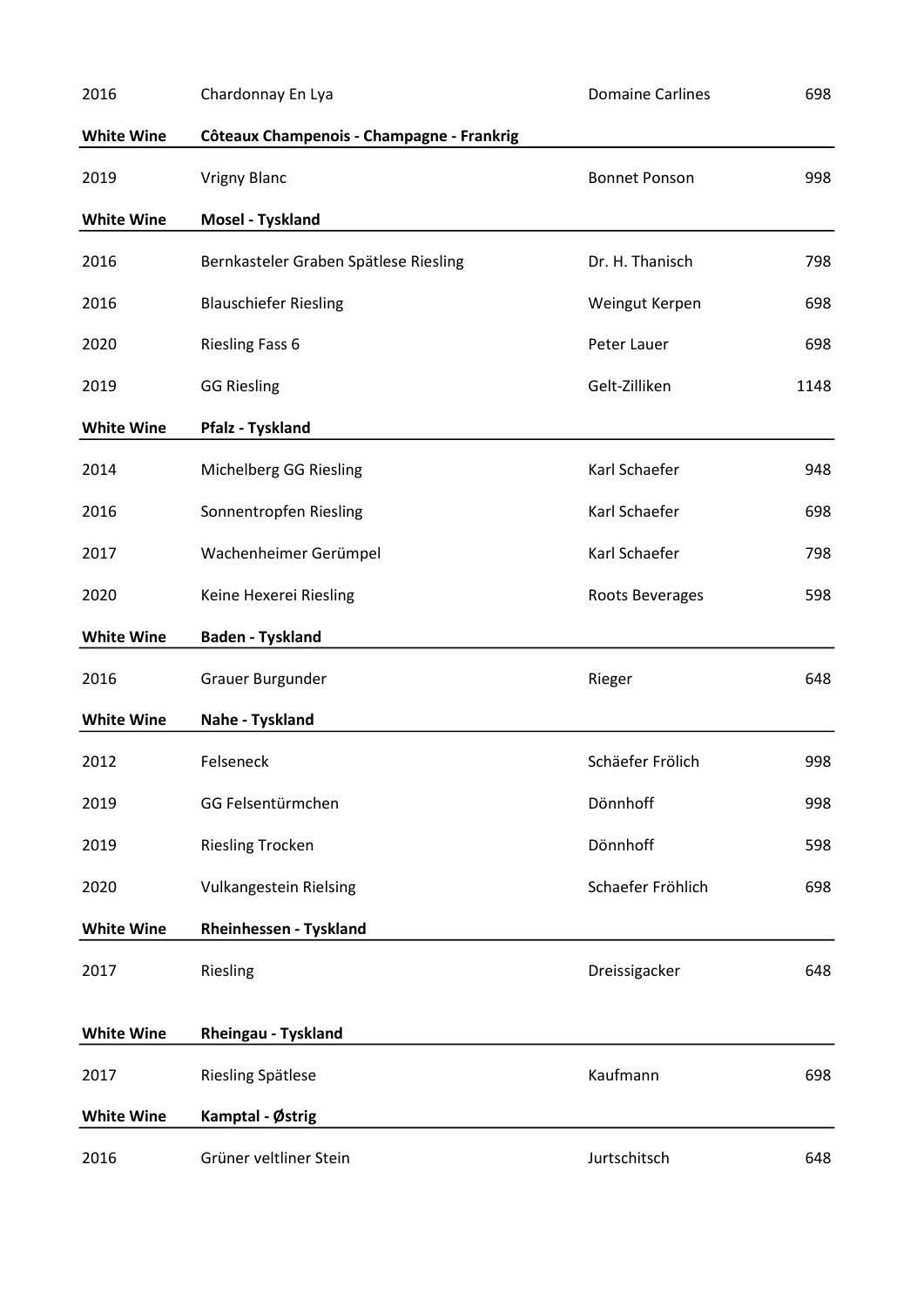| | | | |
|---|---|---|---|
| 2016 | Chardonnay En Lya | Domaine Carlines | 698 |
| **White Wine** | **Côteaux Champenois - Champagne - Frankrig** | | |
| 2019 | Vrigny Blanc | Bonnet Ponson | 998 |
| **White Wine** | **Mosel - Tyskland** | | |
| 2016 | Bernkasteler Graben Spätlese Riesling | Dr. H. Thanisch | 798 |
| 2016 | Blauschiefer Riesling | Weingut Kerpen | 698 |
| 2020 | Riesling Fass 6 | Peter Lauer | 698 |
| 2019 | GG Riesling | Gelt-Zilliken | 1148 |
| **White Wine** | **Pfalz - Tyskland** | | |
| 2014 | Michelberg GG Riesling | Karl Schaefer | 948 |
| 2016 | Sonnentropfen Riesling | Karl Schaefer | 698 |
| 2017 | Wachenheimer Gerümpel | Karl Schaefer | 798 |
| 2020 | Keine Hexerei Riesling | Roots Beverages | 598 |
| **White Wine** | **Baden - Tyskland** | | |
| 2016 | Grauer Burgunder | Rieger | 648 |
| **White Wine** | **Nahe - Tyskland** | | |
| 2012 | Felseneck | Schäefer Frölich | 998 |
| 2019 | GG Felsentürmchen | Dönnhoff | 998 |
| 2019 | Riesling Trocken | Dönnhoff | 598 |
| 2020 | Vulkangestein Rielsing | Schaefer Fröhlich | 698 |
| **White Wine** | **Rheinhessen - Tyskland** | | |
| 2017 | Riesling | Dreissigacker | 648 |
| **White Wine** | **Rheingau - Tyskland** | | |
| 2017 | Riesling Spätlese | Kaufmann | 698 |
| **White Wine** | **Kamptal - Østrig** | | |
| 2016 | Grüner veltliner Stein | Jurtschitsch | 648 |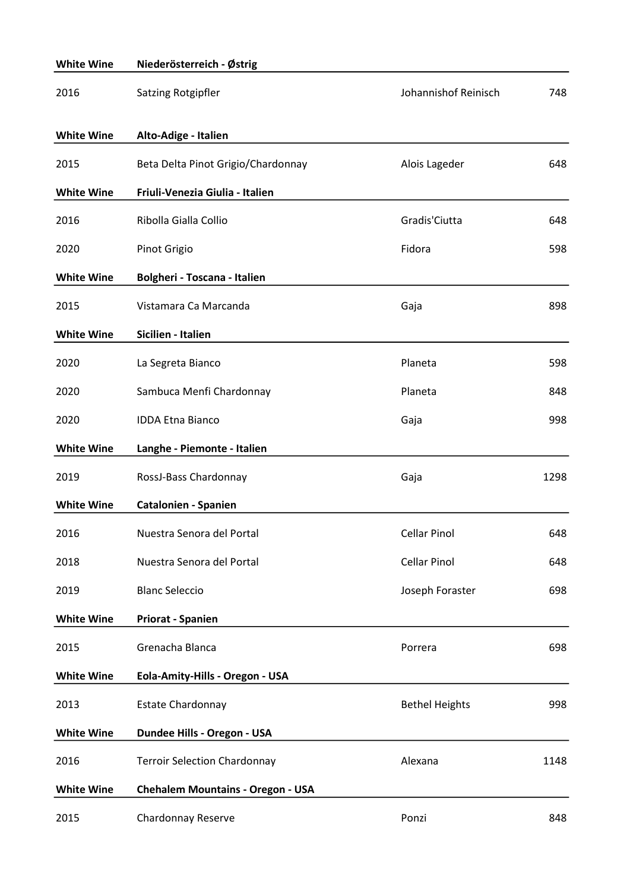| White Wine | Niederösterreich - Østrig | | |
|---|---|---|---|
| 2016 | Satzing Rotgipfler | Johannishof Reinisch | 748 |
| **White Wine** | **Alto-Adige - Italien** | | |
| 2015 | Beta Delta Pinot Grigio/Chardonnay | Alois Lageder | 648 |
| **White Wine** | **Friuli-Venezia Giulia - Italien** | | |
| 2016 | Ribolla Gialla Collio | Gradis'Ciutta | 648 |
| 2020 | Pinot Grigio | Fidora | 598 |
| **White Wine** | **Bolgheri - Toscana - Italien** | | |
| 2015 | Vistamara Ca Marcanda | Gaja | 898 |
| **White Wine** | **Sicilien - Italien** | | |
| 2020 | La Segreta Bianco | Planeta | 598 |
| 2020 | Sambuca Menfi Chardonnay | Planeta | 848 |
| 2020 | IDDA Etna Bianco | Gaja | 998 |
| **White Wine** | **Langhe - Piemonte - Italien** | | |
| 2019 | RossJ-Bass Chardonnay | Gaja | 1298 |
| **White Wine** | **Catalonien - Spanien** | | |
| 2016 | Nuestra Senora del Portal | Cellar Pinol | 648 |
| 2018 | Nuestra Senora del Portal | Cellar Pinol | 648 |
| 2019 | Blanc Seleccio | Joseph Foraster | 698 |
| **White Wine** | **Priorat - Spanien** | | |
| 2015 | Grenacha Blanca | Porrera | 698 |
| **White Wine** | **Eola-Amity-Hills - Oregon - USA** | | |
| 2013 | Estate Chardonnay | Bethel Heights | 998 |
| **White Wine** | **Dundee Hills - Oregon - USA** | | |
| 2016 | Terroir Selection Chardonnay | Alexana | 1148 |
| **White Wine** | **Chehalem Mountains - Oregon - USA** | | |
| 2015 | Chardonnay Reserve | Ponzi | 848 |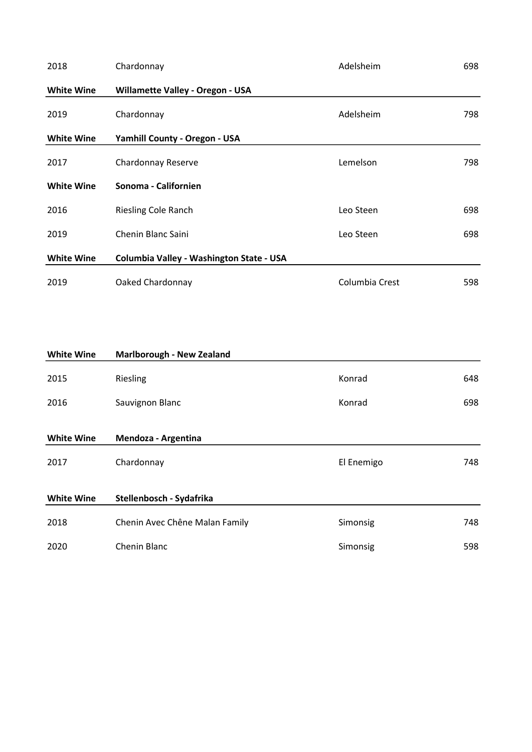| | | | |
|---|---|---|---|
| 2018 | Chardonnay | Adelsheim | 698 |
| **White Wine** | **Willamette Valley - Oregon - USA** | | |
| 2019 | Chardonnay | Adelsheim | 798 |
| **White Wine** | **Yamhill County - Oregon - USA** | | |
| 2017 | Chardonnay Reserve | Lemelson | 798 |
| **White Wine** | **Sonoma - Californien** | | |
| 2016 | Riesling Cole Ranch | Leo Steen | 698 |
| 2019 | Chenin Blanc Saini | Leo Steen | 698 |
| **White Wine** | **Columbia Valley - Washington State - USA** | | |
| 2019 | Oaked Chardonnay | Columbia Crest | 598 |

| **White Wine** | **Marlborough - New Zealand** | | |
|---|---|---|---|
| 2015 | Riesling | Konrad | 648 |
| 2016 | Sauvignon Blanc | Konrad | 698 |

| **White Wine** | **Mendoza - Argentina** | | |
|---|---|---|---|
| 2017 | Chardonnay | El Enemigo | 748 |

| **White Wine** | **Stellenbosch - Sydafrika** | | |
|---|---|---|---|
| 2018 | Chenin Avec Chêne Malan Family | Simonsig | 748 |
| 2020 | Chenin Blanc | Simonsig | 598 |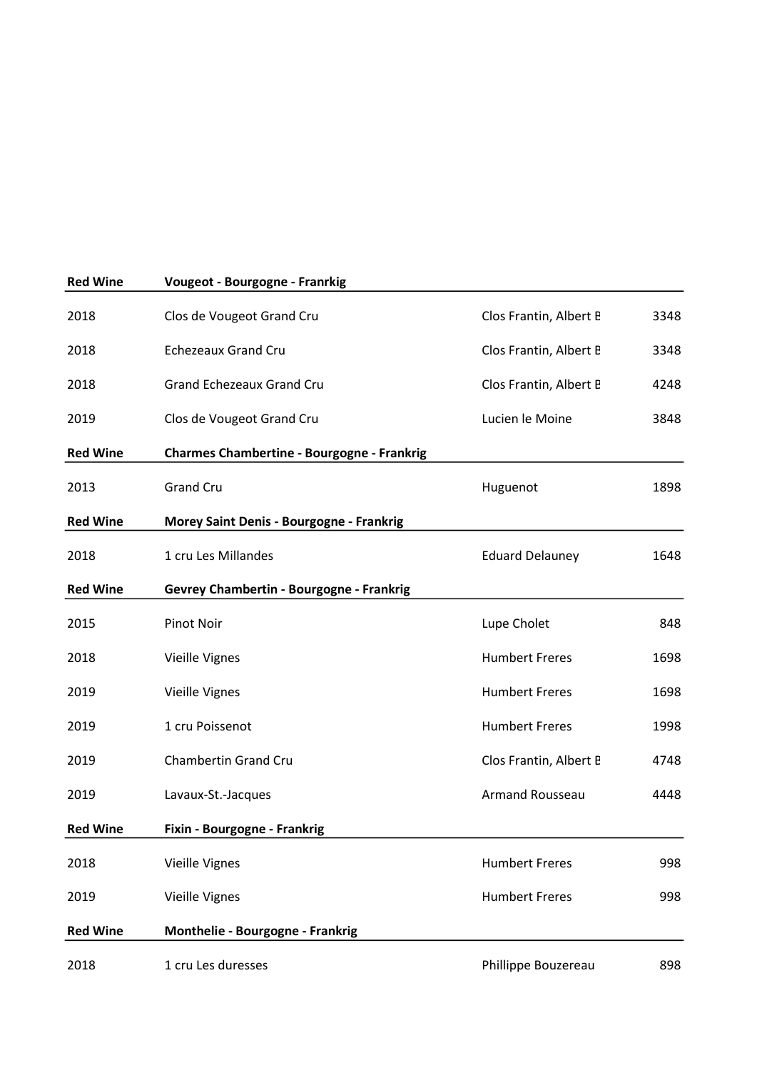| Red Wine | Vougeot - Bourgogne - Franrkig | | |
|---|---|---|---|
| 2018 | Clos de Vougeot Grand Cru | Clos Frantin, Albert E | 3348 |
| 2018 | Echezeaux Grand Cru | Clos Frantin, Albert E | 3348 |
| 2018 | Grand Echezeaux Grand Cru | Clos Frantin, Albert E | 4248 |
| 2019 | Clos de Vougeot Grand Cru | Lucien le Moine | 3848 |
| **Red Wine** | **Charmes Chambertine - Bourgogne - Frankrig** | | |
| 2013 | Grand Cru | Huguenot | 1898 |
| **Red Wine** | **Morey Saint Denis - Bourgogne - Frankrig** | | |
| 2018 | 1 cru Les Millandes | Eduard Delauney | 1648 |
| **Red Wine** | **Gevrey Chambertin - Bourgogne - Frankrig** | | |
| 2015 | Pinot Noir | Lupe Cholet | 848 |
| 2018 | Vieille Vignes | Humbert Freres | 1698 |
| 2019 | Vieille Vignes | Humbert Freres | 1698 |
| 2019 | 1 cru Poissenot | Humbert Freres | 1998 |
| 2019 | Chambertin Grand Cru | Clos Frantin, Albert E | 4748 |
| 2019 | Lavaux-St.-Jacques | Armand Rousseau | 4448 |
| **Red Wine** | **Fixin - Bourgogne - Frankrig** | | |
| 2018 | Vieille Vignes | Humbert Freres | 998 |
| 2019 | Vieille Vignes | Humbert Freres | 998 |
| **Red Wine** | **Monthelie - Bourgogne - Frankrig** | | |
| 2018 | 1 cru Les duresses | Phillippe Bouzereau | 898 |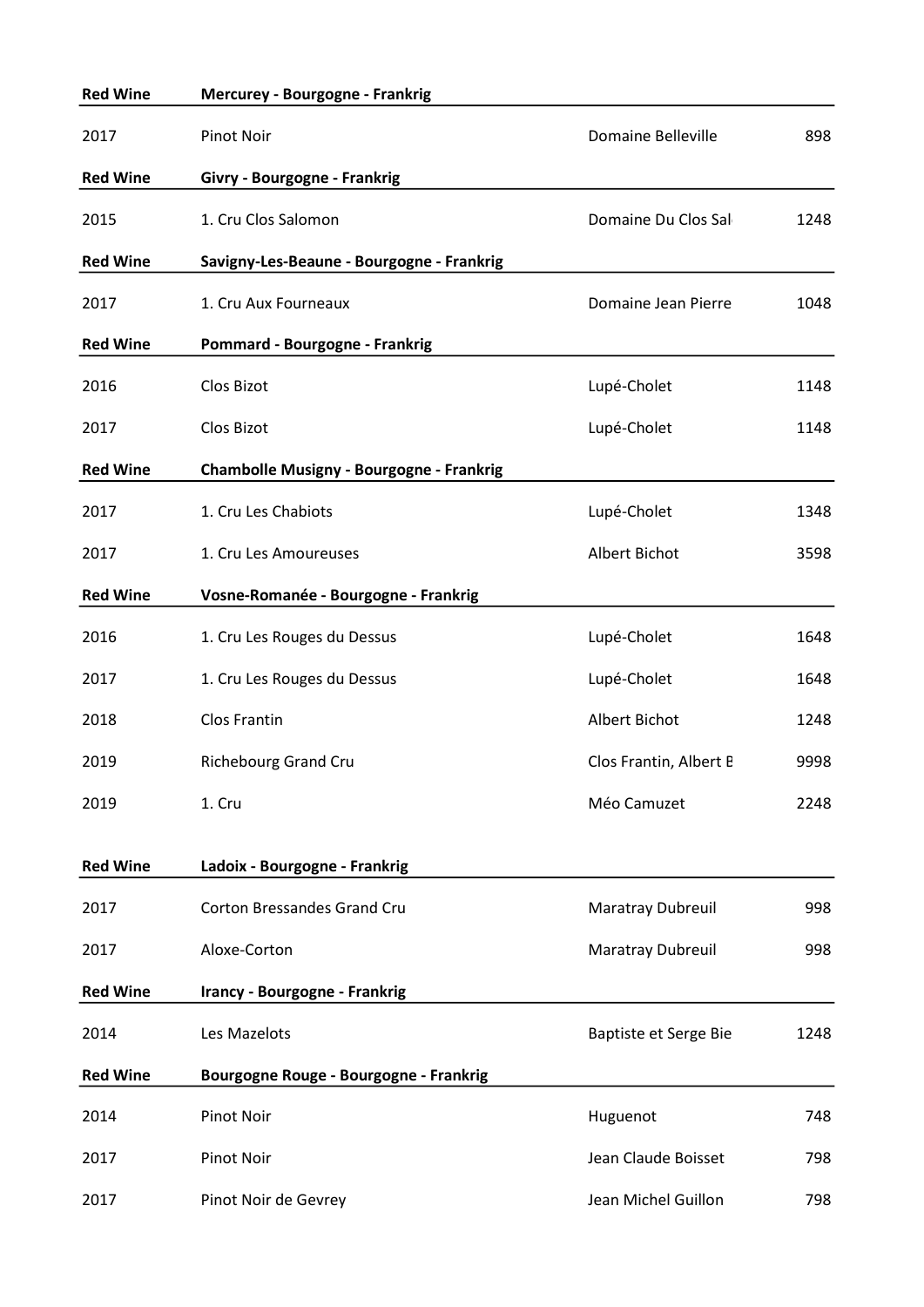| Red Wine | Mercurey - Bourgogne - Frankrig | | |
|---|---|---|---|
| 2017 | Pinot Noir | Domaine Belleville | 898 |
| **Red Wine** | **Givry - Bourgogne - Frankrig** | | |
| 2015 | 1. Cru Clos Salomon | Domaine Du Clos Sal | 1248 |
| **Red Wine** | **Savigny-Les-Beaune - Bourgogne - Frankrig** | | |
| 2017 | 1. Cru Aux Fourneaux | Domaine Jean Pierre | 1048 |
| **Red Wine** | **Pommard - Bourgogne - Frankrig** | | |
| 2016 | Clos Bizot | Lupé-Cholet | 1148 |
| 2017 | Clos Bizot | Lupé-Cholet | 1148 |
| **Red Wine** | **Chambolle Musigny - Bourgogne - Frankrig** | | |
| 2017 | 1. Cru Les Chabiots | Lupé-Cholet | 1348 |
| 2017 | 1. Cru Les Amoureuses | Albert Bichot | 3598 |
| **Red Wine** | **Vosne-Romanée - Bourgogne - Frankrig** | | |
| 2016 | 1. Cru Les Rouges du Dessus | Lupé-Cholet | 1648 |
| 2017 | 1. Cru Les Rouges du Dessus | Lupé-Cholet | 1648 |
| 2018 | Clos Frantin | Albert Bichot | 1248 |
| 2019 | Richebourg Grand Cru | Clos Frantin, Albert B | 9998 |
| 2019 | 1. Cru | Méo Camuzet | 2248 |
| **Red Wine** | **Ladoix - Bourgogne - Frankrig** | | |
| 2017 | Corton Bressandes Grand Cru | Maratray Dubreuil | 998 |
| 2017 | Aloxe-Corton | Maratray Dubreuil | 998 |
| **Red Wine** | **Irancy - Bourgogne - Frankrig** | | |
| 2014 | Les Mazelots | Baptiste et Serge Bie | 1248 |
| **Red Wine** | **Bourgogne Rouge - Bourgogne - Frankrig** | | |
| 2014 | Pinot Noir | Huguenot | 748 |
| 2017 | Pinot Noir | Jean Claude Boisset | 798 |
| 2017 | Pinot Noir de Gevrey | Jean Michel Guillon | 798 |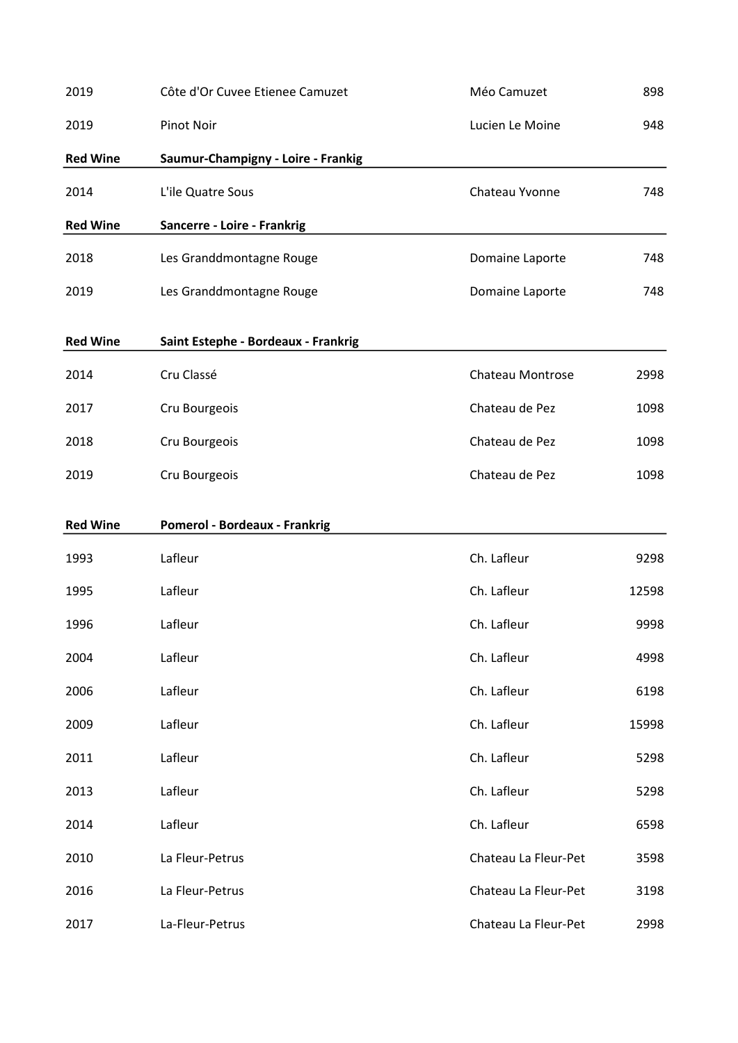| | | | |
|---|---|---|---|
| 2019 | Côte d'Or Cuvee Etienee Camuzet | Méo Camuzet | 898 |
| 2019 | Pinot Noir | Lucien Le Moine | 948 |
| **Red Wine** | **Saumur-Champigny - Loire - Frankrig** | | |
| 2014 | L'ile Quatre Sous | Chateau Yvonne | 748 |
| **Red Wine** | **Sancerre - Loire - Frankrig** | | |
| 2018 | Les Granddmontagne Rouge | Domaine Laporte | 748 |
| 2019 | Les Granddmontagne Rouge | Domaine Laporte | 748 |
| **Red Wine** | **Saint Estephe - Bordeaux - Frankrig** | | |
| 2014 | Cru Classé | Chateau Montrose | 2998 |
| 2017 | Cru Bourgeois | Chateau de Pez | 1098 |
| 2018 | Cru Bourgeois | Chateau de Pez | 1098 |
| 2019 | Cru Bourgeois | Chateau de Pez | 1098 |
| **Red Wine** | **Pomerol - Bordeaux - Frankrig** | | |
| 1993 | Lafleur | Ch. Lafleur | 9298 |
| 1995 | Lafleur | Ch. Lafleur | 12598 |
| 1996 | Lafleur | Ch. Lafleur | 9998 |
| 2004 | Lafleur | Ch. Lafleur | 4998 |
| 2006 | Lafleur | Ch. Lafleur | 6198 |
| 2009 | Lafleur | Ch. Lafleur | 15998 |
| 2011 | Lafleur | Ch. Lafleur | 5298 |
| 2013 | Lafleur | Ch. Lafleur | 5298 |
| 2014 | Lafleur | Ch. Lafleur | 6598 |
| 2010 | La Fleur-Petrus | Chateau La Fleur-Pet | 3598 |
| 2016 | La Fleur-Petrus | Chateau La Fleur-Pet | 3198 |
| 2017 | La-Fleur-Petrus | Chateau La Fleur-Pet | 2998 |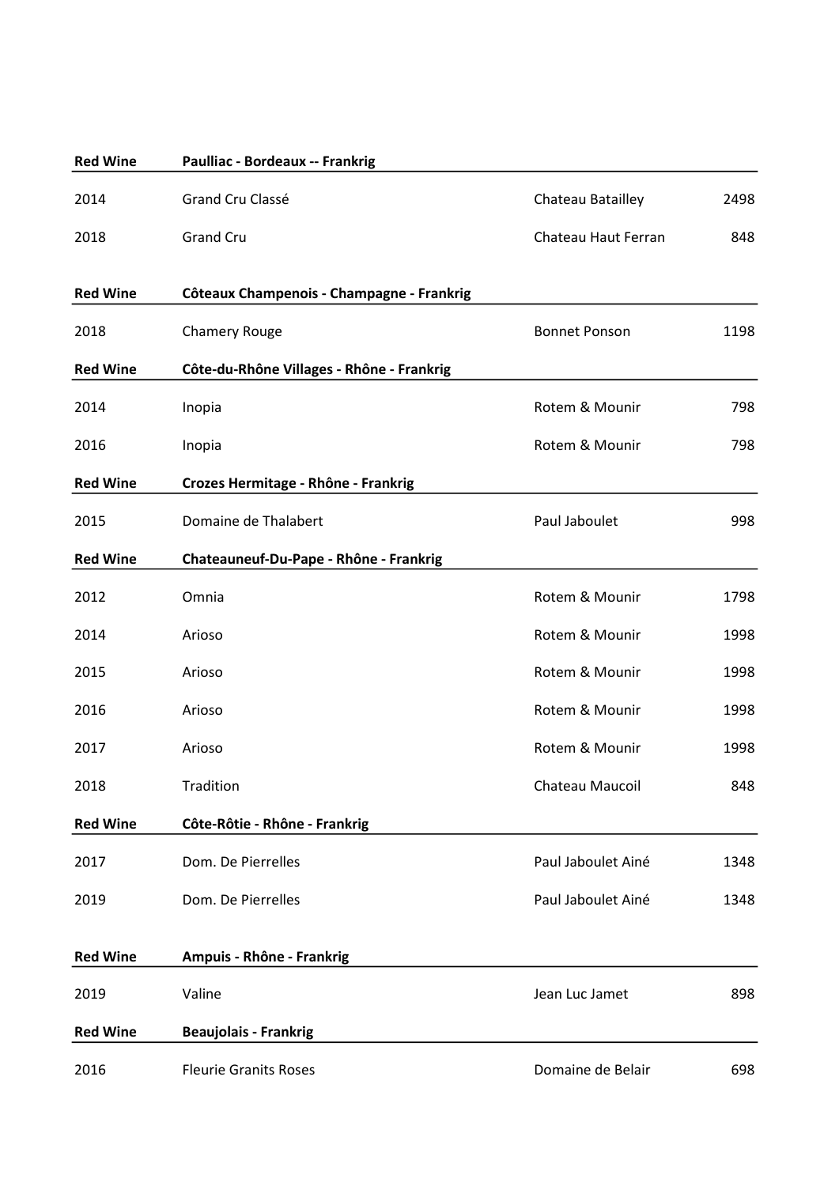| Red Wine | Paulliac - Bordeaux -- Frankrig | | |
|---|---|---|---|
| 2014 | Grand Cru Classé | Chateau Batailley | 2498 |
| 2018 | Grand Cru | Chateau Haut Ferran | 848 |

| Red Wine | Côteaux Champenois - Champagne - Frankrig | | |
|---|---|---|---|
| 2018 | Chamery Rouge | Bonnet Ponson | 1198 |

| Red Wine | Côte-du-Rhône Villages - Rhône - Frankrig | | |
|---|---|---|---|
| 2014 | Inopia | Rotem & Mounir | 798 |
| 2016 | Inopia | Rotem & Mounir | 798 |

| Red Wine | Crozes Hermitage - Rhône - Frankrig | | |
|---|---|---|---|
| 2015 | Domaine de Thalabert | Paul Jaboulet | 998 |

| Red Wine | Chateauneuf-Du-Pape - Rhône - Frankrig | | |
|---|---|---|---|
| 2012 | Omnia | Rotem & Mounir | 1798 |
| 2014 | Arioso | Rotem & Mounir | 1998 |
| 2015 | Arioso | Rotem & Mounir | 1998 |
| 2016 | Arioso | Rotem & Mounir | 1998 |
| 2017 | Arioso | Rotem & Mounir | 1998 |
| 2018 | Tradition | Chateau Maucoil | 848 |

| Red Wine | Côte-Rôtie - Rhône - Frankrig | | |
|---|---|---|---|
| 2017 | Dom. De Pierrelles | Paul Jaboulet Ainé | 1348 |
| 2019 | Dom. De Pierrelles | Paul Jaboulet Ainé | 1348 |

| Red Wine | Ampuis - Rhône - Frankrig | | |
|---|---|---|---|
| 2019 | Valine | Jean Luc Jamet | 898 |

| Red Wine | Beaujolais - Frankrig | | |
|---|---|---|---|
| 2016 | Fleurie Granits Roses | Domaine de Belair | 698 |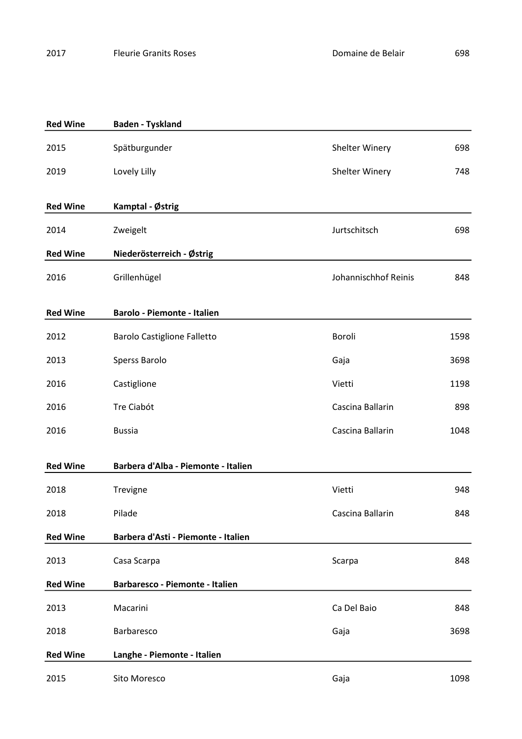| 2017 | Fleurie Granits Roses | Domaine de Belair | 698 |
|---|---|---|---|

| **Red Wine** | **Baden - Tyskland** | | |
|---|---|---|---|
| 2015 | Spätburgunder | Shelter Winery | 698 |
| 2019 | Lovely Lilly | Shelter Winery | 748 |

| **Red Wine** | **Kamptal - Østrig** | | |
|---|---|---|---|
| 2014 | Zweigelt | Jurtschitsch | 698 |

| **Red Wine** | **Niederösterreich - Østrig** | | |
|---|---|---|---|
| 2016 | Grillenhügel | Johannischhof Reinis | 848 |

| **Red Wine** | **Barolo - Piemonte - Italien** | | |
|---|---|---|---|
| 2012 | Barolo Castiglione Falletto | Boroli | 1598 |
| 2013 | Sperss Barolo | Gaja | 3698 |
| 2016 | Castiglione | Vietti | 1198 |
| 2016 | Tre Ciabót | Cascina Ballarin | 898 |
| 2016 | Bussia | Cascina Ballarin | 1048 |

| **Red Wine** | **Barbera d'Alba - Piemonte - Italien** | | |
|---|---|---|---|
| 2018 | Trevigne | Vietti | 948 |
| 2018 | Pilade | Cascina Ballarin | 848 |

| **Red Wine** | **Barbera d'Asti - Piemonte - Italien** | | |
|---|---|---|---|
| 2013 | Casa Scarpa | Scarpa | 848 |

| **Red Wine** | **Barbaresco - Piemonte - Italien** | | |
|---|---|---|---|
| 2013 | Macarini | Ca Del Baio | 848 |
| 2018 | Barbaresco | Gaja | 3698 |

| **Red Wine** | **Langhe - Piemonte - Italien** | | |
|---|---|---|---|
| 2015 | Sito Moresco | Gaja | 1098 |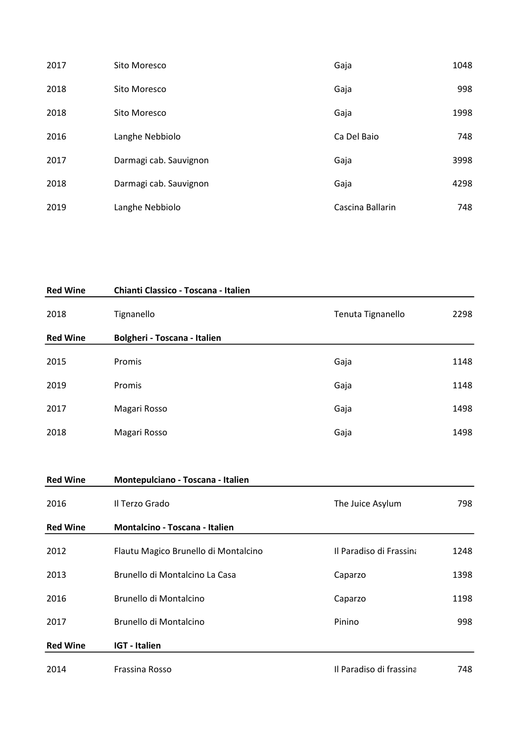| | | | |
|---|---|---|---|
| 2017 | Sito Moresco | Gaja | 1048 |
| 2018 | Sito Moresco | Gaja | 998 |
| 2018 | Sito Moresco | Gaja | 1998 |
| 2016 | Langhe Nebbiolo | Ca Del Baio | 748 |
| 2017 | Darmagi cab. Sauvignon | Gaja | 3998 |
| 2018 | Darmagi cab. Sauvignon | Gaja | 4298 |
| 2019 | Langhe Nebbiolo | Cascina Ballarin | 748 |

| **Red Wine** | **Chianti Classico - Toscana - Italien** | | |
|---|---|---|---|
| 2018 | Tignanello | Tenuta Tignanello | 2298 |

| **Red Wine** | **Bolgheri - Toscana - Italien** | | |
|---|---|---|---|
| 2015 | Promis | Gaja | 1148 |
| 2019 | Promis | Gaja | 1148 |
| 2017 | Magari Rosso | Gaja | 1498 |
| 2018 | Magari Rosso | Gaja | 1498 |

| **Red Wine** | **Montepulciano - Toscana - Italien** | | |
|---|---|---|---|
| 2016 | Il Terzo Grado | The Juice Asylum | 798 |

| **Red Wine** | **Montalcino - Toscana - Italien** | | |
|---|---|---|---|
| 2012 | Flautu Magico Brunello di Montalcino | Il Paradiso di Frassina | 1248 |
| 2013 | Brunello di Montalcino La Casa | Caparzo | 1398 |
| 2016 | Brunello di Montalcino | Caparzo | 1198 |
| 2017 | Brunello di Montalcino | Pinino | 998 |

| **Red Wine** | **IGT - Italien** | | |
|---|---|---|---|
| 2014 | Frassina Rosso | Il Paradiso di frassina | 748 |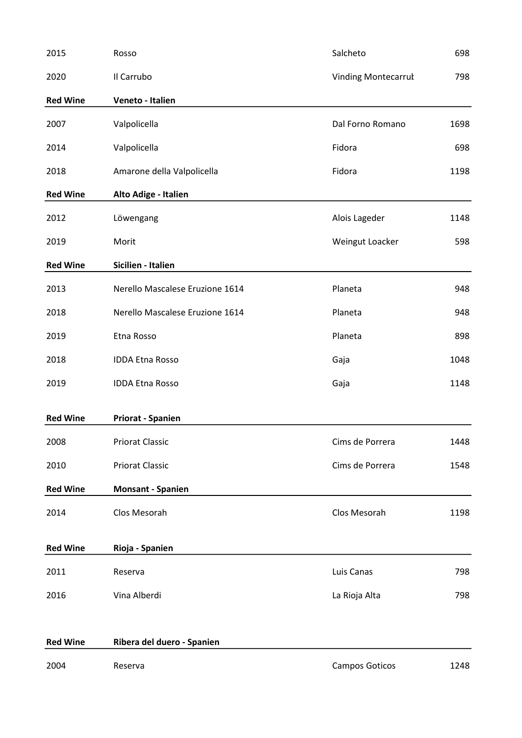| | | | |
|---|---|---|---|
| 2015 | Rosso | Salcheto | 698 |
| 2020 | Il Carrubo | Vinding Montecarrut | 798 |
| **Red Wine** | **Veneto - Italien** | | |
| 2007 | Valpolicella | Dal Forno Romano | 1698 |
| 2014 | Valpolicella | Fidora | 698 |
| 2018 | Amarone della Valpolicella | Fidora | 1198 |
| **Red Wine** | **Alto Adige - Italien** | | |
| 2012 | Löwengang | Alois Lageder | 1148 |
| 2019 | Morit | Weingut Loacker | 598 |
| **Red Wine** | **Sicilien - Italien** | | |
| 2013 | Nerello Mascalese Eruzione 1614 | Planeta | 948 |
| 2018 | Nerello Mascalese Eruzione 1614 | Planeta | 948 |
| 2019 | Etna Rosso | Planeta | 898 |
| 2018 | IDDA Etna Rosso | Gaja | 1048 |
| 2019 | IDDA Etna Rosso | Gaja | 1148 |
| **Red Wine** | **Priorat - Spanien** | | |
| 2008 | Priorat Classic | Cims de Porrera | 1448 |
| 2010 | Priorat Classic | Cims de Porrera | 1548 |
| **Red Wine** | **Monsant - Spanien** | | |
| 2014 | Clos Mesorah | Clos Mesorah | 1198 |
| **Red Wine** | **Rioja - Spanien** | | |
| 2011 | Reserva | Luis Canas | 798 |
| 2016 | Vina Alberdi | La Rioja Alta | 798 |
| **Red Wine** | **Ribera del duero - Spanien** | | |
| 2004 | Reserva | Campos Goticos | 1248 |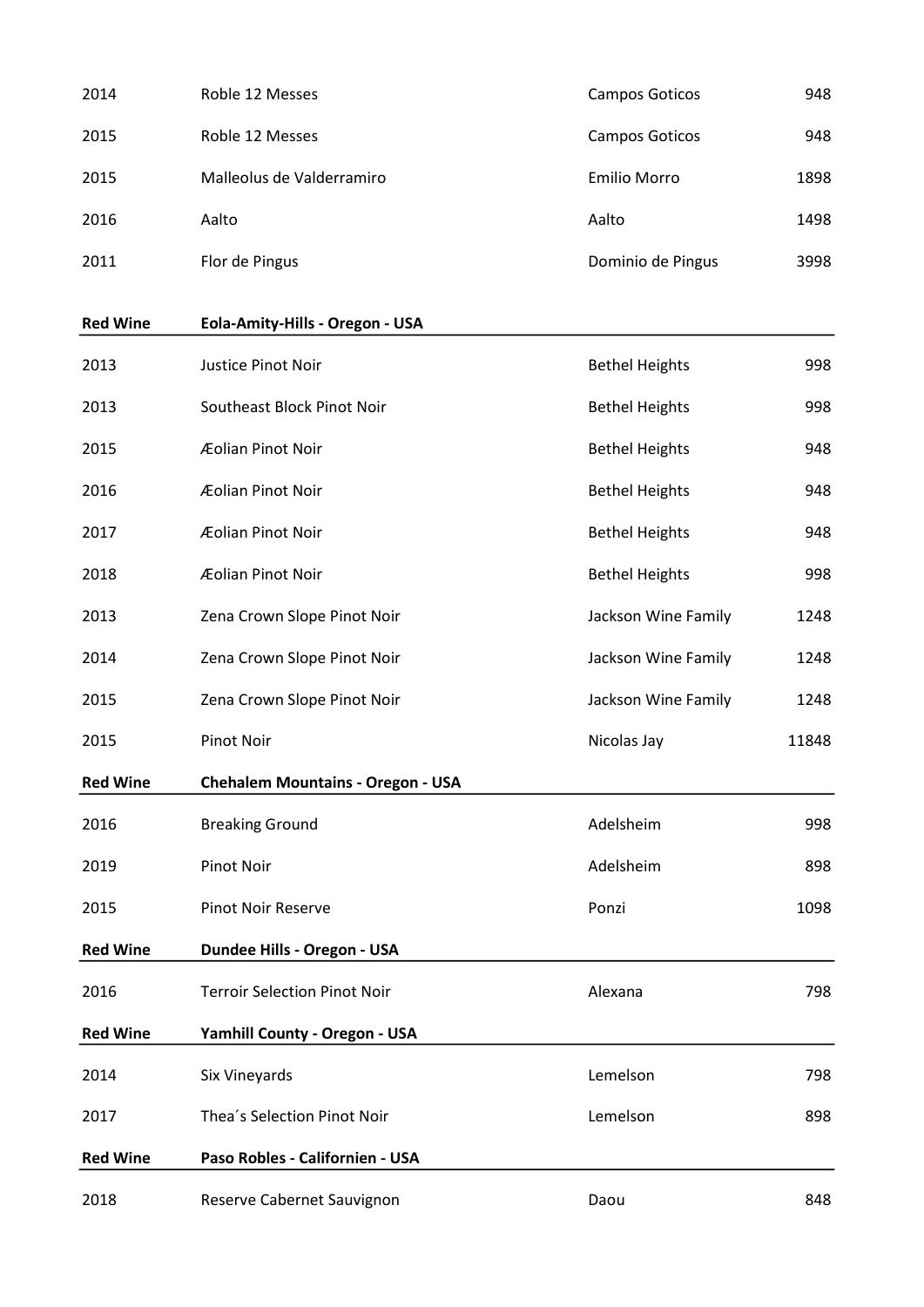| | | | |
|---|---|---|---|
| 2014 | Roble 12 Messes | Campos Goticos | 948 |
| 2015 | Roble 12 Messes | Campos Goticos | 948 |
| 2015 | Malleolus de Valderramiro | Emilio Morro | 1898 |
| 2016 | Aalto | Aalto | 1498 |
| 2011 | Flor de Pingus | Dominio de Pingus | 3998 |

| **Red Wine** | **Eola-Amity-Hills - Oregon - USA** | | |
|---|---|---|---|
| 2013 | Justice Pinot Noir | Bethel Heights | 998 |
| 2013 | Southeast Block Pinot Noir | Bethel Heights | 998 |
| 2015 | Æolian Pinot Noir | Bethel Heights | 948 |
| 2016 | Æolian Pinot Noir | Bethel Heights | 948 |
| 2017 | Æolian Pinot Noir | Bethel Heights | 948 |
| 2018 | Æolian Pinot Noir | Bethel Heights | 998 |
| 2013 | Zena Crown Slope Pinot Noir | Jackson Wine Family | 1248 |
| 2014 | Zena Crown Slope Pinot Noir | Jackson Wine Family | 1248 |
| 2015 | Zena Crown Slope Pinot Noir | Jackson Wine Family | 1248 |
| 2015 | Pinot Noir | Nicolas Jay | 11848 |

| **Red Wine** | **Chehalem Mountains - Oregon - USA** | | |
|---|---|---|---|
| 2016 | Breaking Ground | Adelsheim | 998 |
| 2019 | Pinot Noir | Adelsheim | 898 |
| 2015 | Pinot Noir Reserve | Ponzi | 1098 |

| **Red Wine** | **Dundee Hills - Oregon - USA** | | |
|---|---|---|---|
| 2016 | Terroir Selection Pinot Noir | Alexana | 798 |

| **Red Wine** | **Yamhill County - Oregon - USA** | | |
|---|---|---|---|
| 2014 | Six Vineyards | Lemelson | 798 |
| 2017 | Thea´s Selection Pinot Noir | Lemelson | 898 |

| **Red Wine** | **Paso Robles - Californien - USA** | | |
|---|---|---|---|
| 2018 | Reserve Cabernet Sauvignon | Daou | 848 |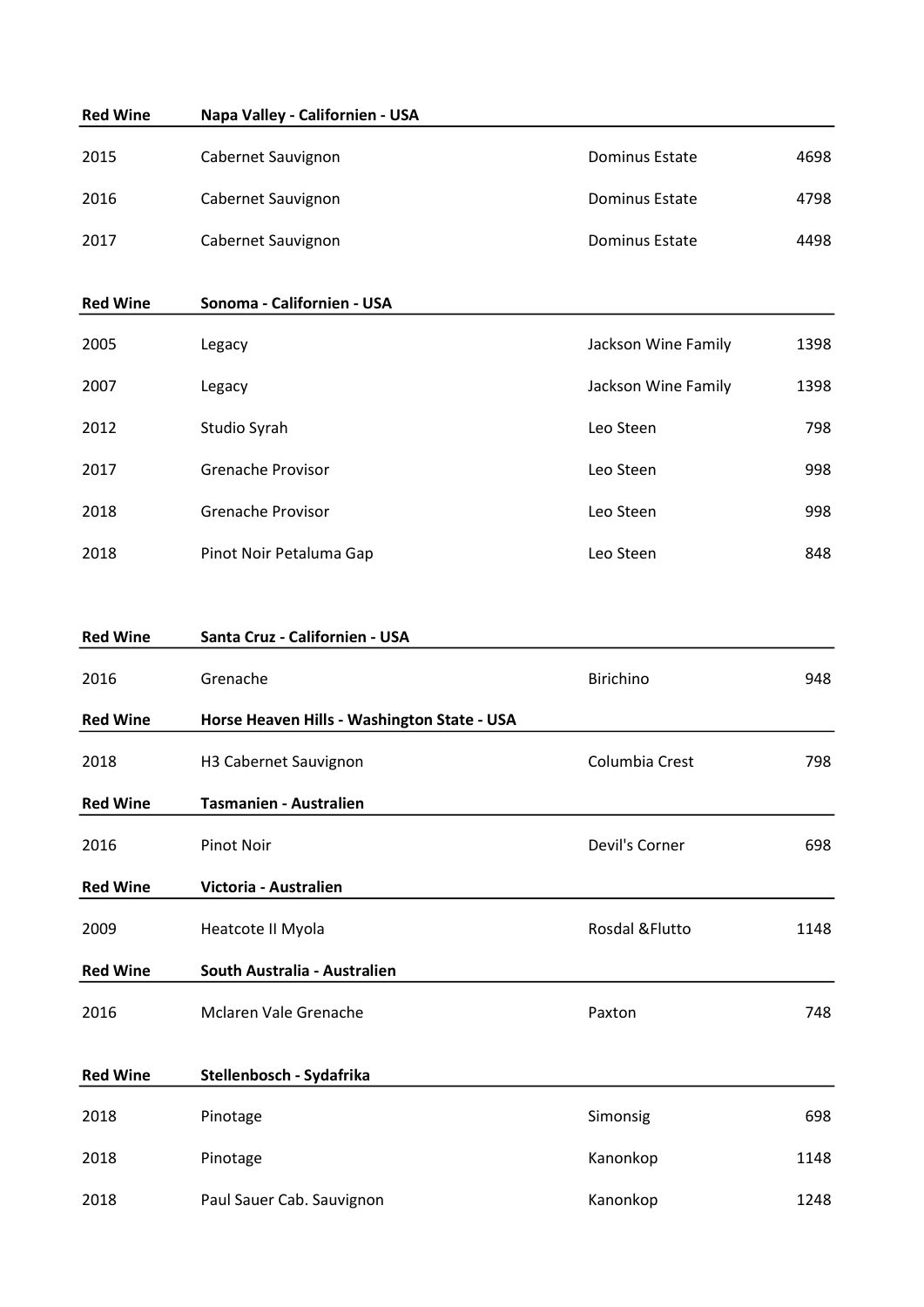| **Red Wine** | **Napa Valley - Californien - USA** | | |
|---|---|---|---|
| 2015 | Cabernet Sauvignon | Dominus Estate | 4698 |
| 2016 | Cabernet Sauvignon | Dominus Estate | 4798 |
| 2017 | Cabernet Sauvignon | Dominus Estate | 4498 |

| **Red Wine** | **Sonoma - Californien - USA** | | |
|---|---|---|---|
| 2005 | Legacy | Jackson Wine Family | 1398 |
| 2007 | Legacy | Jackson Wine Family | 1398 |
| 2012 | Studio Syrah | Leo Steen | 798 |
| 2017 | Grenache Provisor | Leo Steen | 998 |
| 2018 | Grenache Provisor | Leo Steen | 998 |
| 2018 | Pinot Noir Petaluma Gap | Leo Steen | 848 |

| **Red Wine** | **Santa Cruz - Californien - USA** | | |
|---|---|---|---|
| 2016 | Grenache | Birichino | 948 |

| **Red Wine** | **Horse Heaven Hills - Washington State - USA** | | |
|---|---|---|---|
| 2018 | H3 Cabernet Sauvignon | Columbia Crest | 798 |

| **Red Wine** | **Tasmanien - Australien** | | |
|---|---|---|---|
| 2016 | Pinot Noir | Devil's Corner | 698 |

| **Red Wine** | **Victoria - Australien** | | |
|---|---|---|---|
| 2009 | Heatcote II Myola | Rosdal &Flutto | 1148 |

| **Red Wine** | **South Australia - Australien** | | |
|---|---|---|---|
| 2016 | Mclaren Vale Grenache | Paxton | 748 |

| **Red Wine** | **Stellenbosch - Sydafrika** | | |
|---|---|---|---|
| 2018 | Pinotage | Simonsig | 698 |
| 2018 | Pinotage | Kanonkop | 1148 |
| 2018 | Paul Sauer Cab. Sauvignon | Kanonkop | 1248 |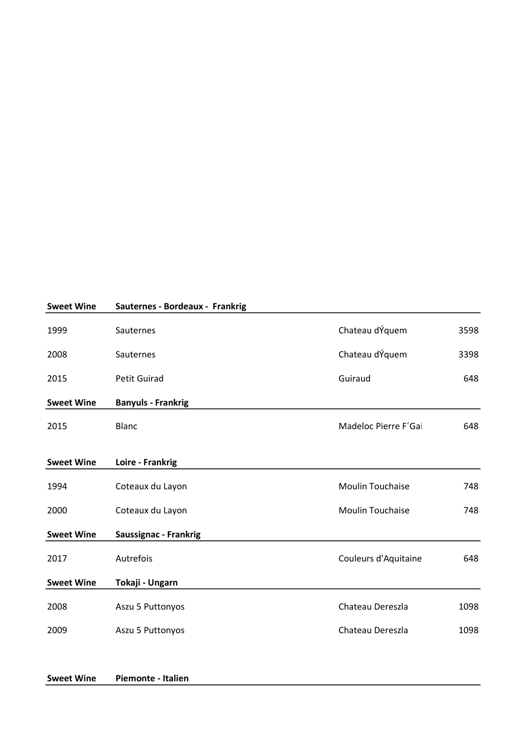| Sweet Wine | Sauternes - Bordeaux - Frankrig | | |
|---|---|---|---|
| 1999 | Sauternes | Chateau dÝquem | 3598 |
| 2008 | Sauternes | Chateau dÝquem | 3398 |
| 2015 | Petit Guirad | Guiraud | 648 |

| Sweet Wine | Banyuls - Frankrig | | |
|---|---|---|---|
| 2015 | Blanc | Madeloc Pierre F´Gai | 648 |

| Sweet Wine | Loire - Frankrig | | |
|---|---|---|---|
| 1994 | Coteaux du Layon | Moulin Touchaise | 748 |
| 2000 | Coteaux du Layon | Moulin Touchaise | 748 |

| Sweet Wine | Saussignac - Frankrig | | |
|---|---|---|---|
| 2017 | Autrefois | Couleurs d'Aquitaine | 648 |

| Sweet Wine | Tokaji - Ungarn | | |
|---|---|---|---|
| 2008 | Aszu 5 Puttonyos | Chateau Dereszla | 1098 |
| 2009 | Aszu 5 Puttonyos | Chateau Dereszla | 1098 |

| Sweet Wine | Piemonte - Italien | | |
|---|---|---|---|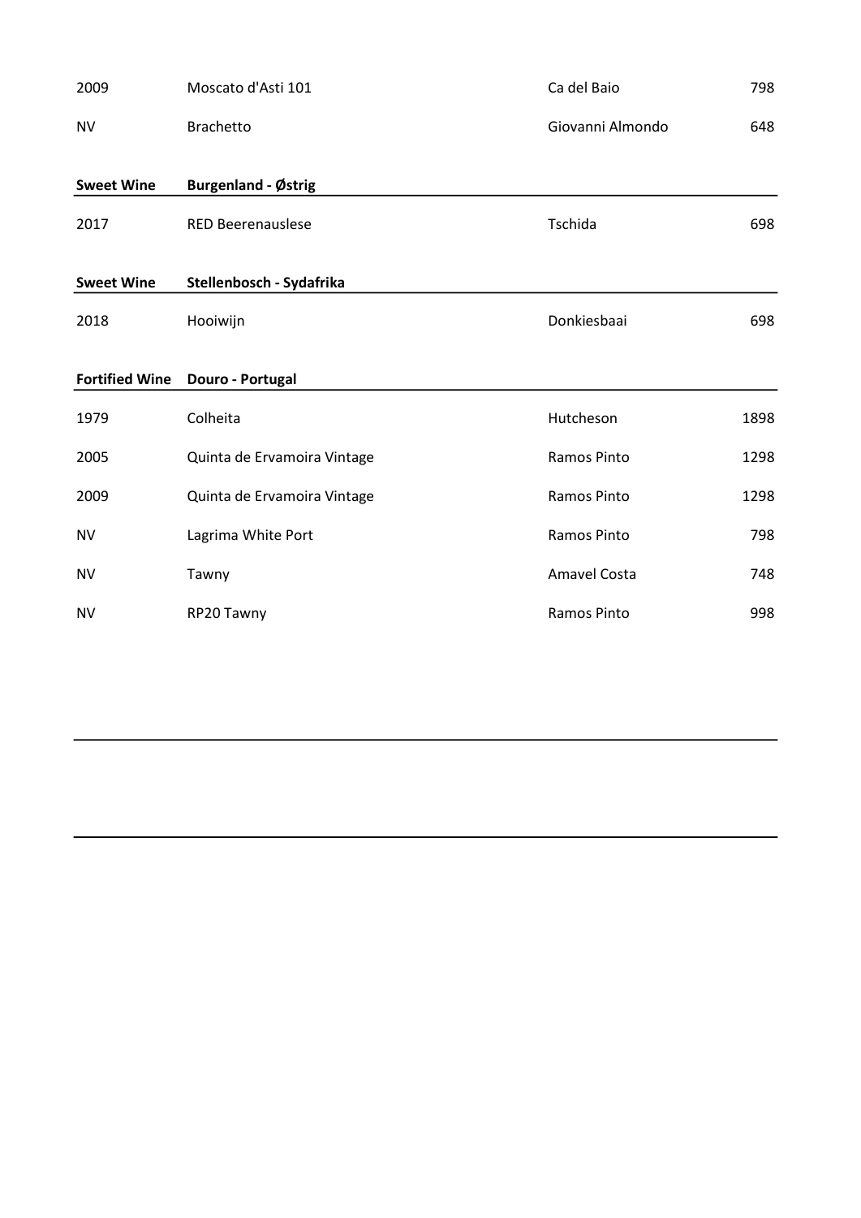| | | | |
|---|---|---|---|
| 2009 | Moscato d'Asti 101 | Ca del Baio | 798 |
| NV | Brachetto | Giovanni Almondo | 648 |

| **Sweet Wine** | **Burgenland - Østrig** | | |
|---|---|---|---|
| 2017 | RED Beerenauslese | Tschida | 698 |

| **Sweet Wine** | **Stellenbosch - Sydafrika** | | |
|---|---|---|---|
| 2018 | Hooiwijn | Donkiesbaai | 698 |

| **Fortified Wine** | **Douro - Portugal** | | |
|---|---|---|---|
| 1979 | Colheita | Hutcheson | 1898 |
| 2005 | Quinta de Ervamoira Vintage | Ramos Pinto | 1298 |
| 2009 | Quinta de Ervamoira Vintage | Ramos Pinto | 1298 |
| NV | Lagrima White Port | Ramos Pinto | 798 |
| NV | Tawny | Amavel Costa | 748 |
| NV | RP20 Tawny | Ramos Pinto | 998 |